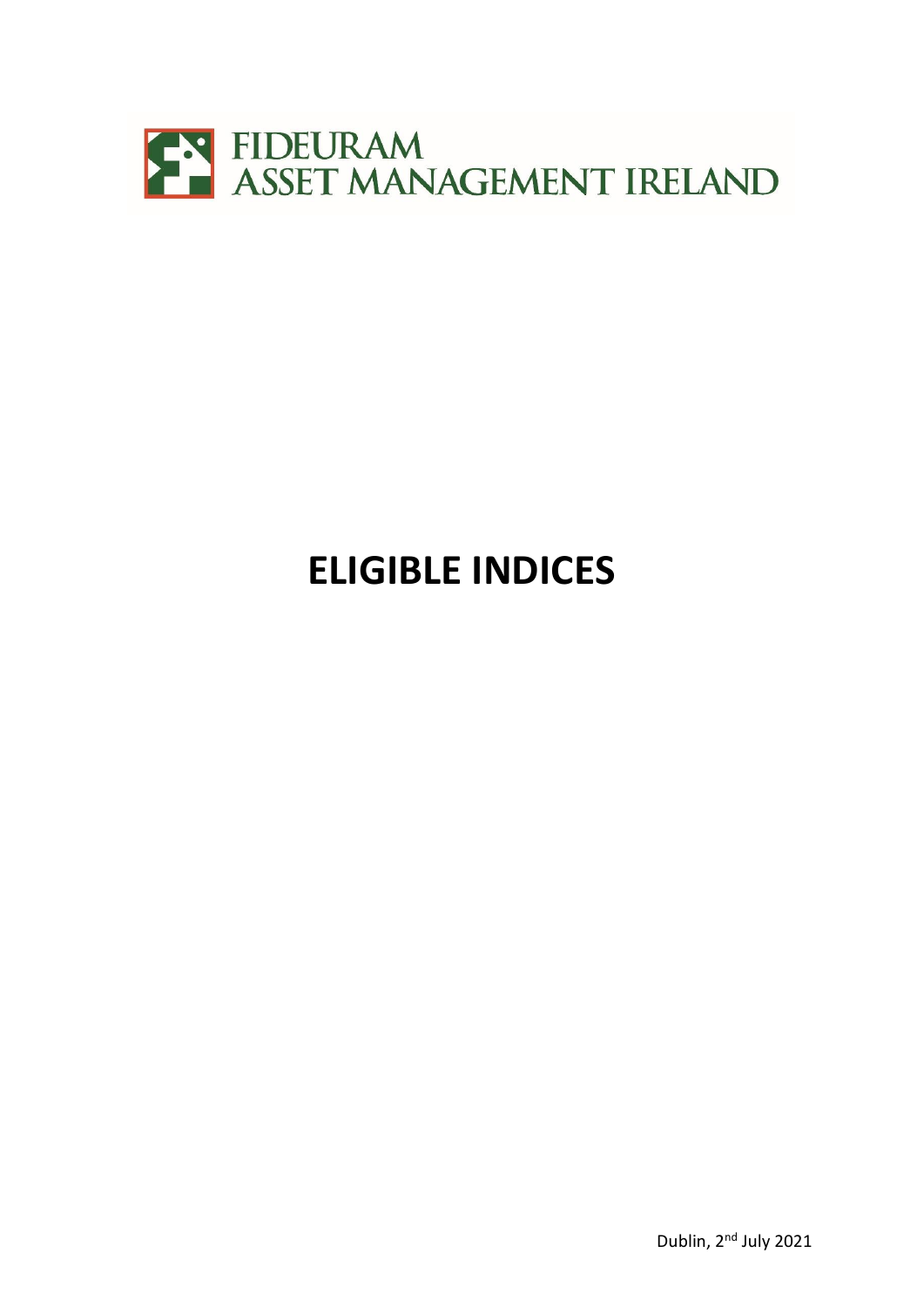FIDEURAM
ASSET MANAGEMENT IRELAND

# ELIGIBLE INDICES

Dublin, 2nd July 2021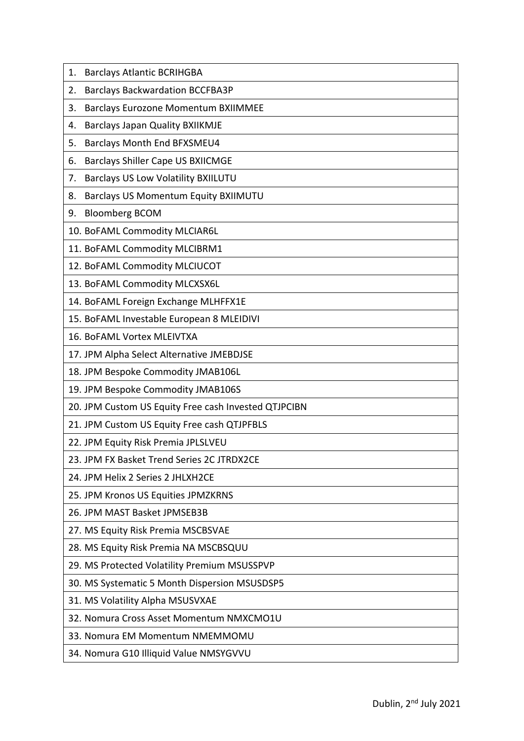| |
|---|
| 1. Barclays Atlantic BCRIHGBA |
| 2. Barclays Backwardation BCCFBA3P |
| 3. Barclays Eurozone Momentum BXIIMMEE |
| 4. Barclays Japan Quality BXIIKMJE |
| 5. Barclays Month End BFXSMEU4 |
| 6. Barclays Shiller Cape US BXIICMGE |
| 7. Barclays US Low Volatility BXIILUTU |
| 8. Barclays US Momentum Equity BXIIMUTU |
| 9. Bloomberg BCOM |
| 10. BoFAML Commodity MLCIAR6L |
| 11. BoFAML Commodity MLCIBRM1 |
| 12. BoFAML Commodity MLCIUCOT |
| 13. BoFAML Commodity MLCXSX6L |
| 14. BoFAML Foreign Exchange MLHFFX1E |
| 15. BoFAML Investable European 8 MLEIDIVI |
| 16. BoFAML Vortex MLEIVTXA |
| 17. JPM Alpha Select Alternative JMEBDJSE |
| 18. JPM Bespoke Commodity JMAB106L |
| 19. JPM Bespoke Commodity JMAB106S |
| 20. JPM Custom US Equity Free cash Invested QTJPCIBN |
| 21. JPM Custom US Equity Free cash QTJPFBLS |
| 22. JPM Equity Risk Premia JPLSLVEU |
| 23. JPM FX Basket Trend Series 2C JTRDX2CE |
| 24. JPM Helix 2 Series 2 JHLXH2CE |
| 25. JPM Kronos US Equities JPMZKRNS |
| 26. JPM MAST Basket JPMSEB3B |
| 27. MS Equity Risk Premia MSCBSVAE |
| 28. MS Equity Risk Premia NA MSCBSQUU |
| 29. MS Protected Volatility Premium MSUSSPVP |
| 30. MS Systematic 5 Month Dispersion MSUSDSP5 |
| 31. MS Volatility Alpha MSUSVXAE |
| 32. Nomura Cross Asset Momentum NMXCMO1U |
| 33. Nomura EM Momentum NMEMMOMU |
| 34. Nomura G10 Illiquid Value NMSYGVVU |

Dublin, 2nd July 2021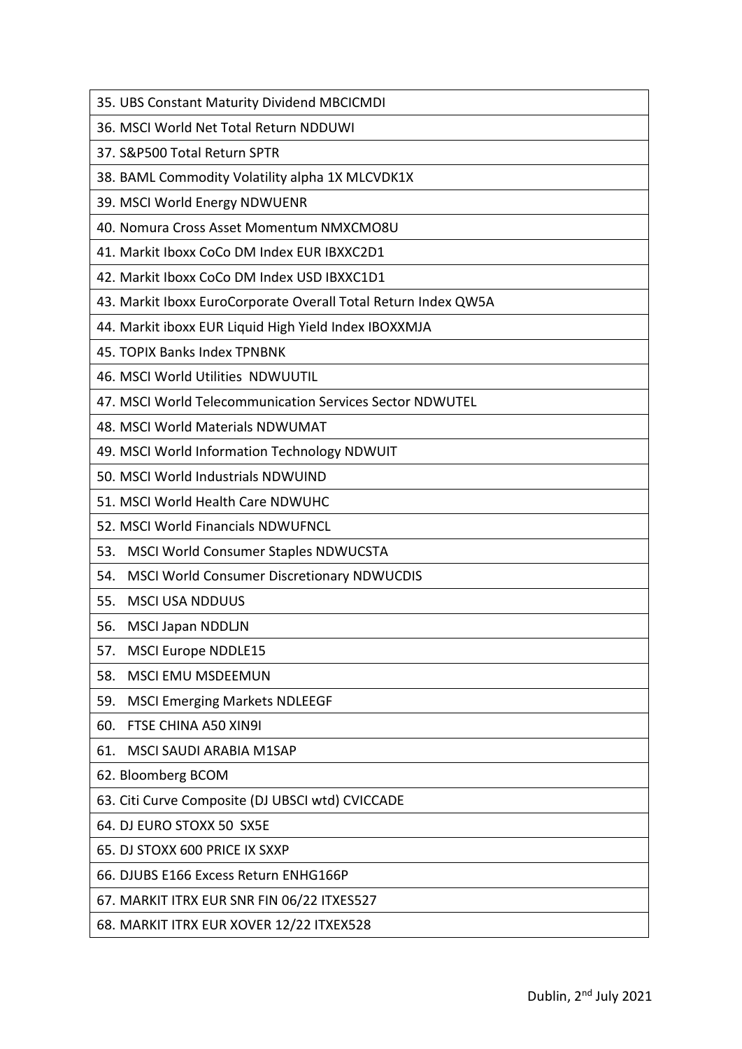| |
|---|
| 35. UBS Constant Maturity Dividend MBCICMDI |
| 36. MSCI World Net Total Return NDDUWI |
| 37. S&P500 Total Return SPTR |
| 38. BAML Commodity Volatility alpha 1X MLCVDK1X |
| 39. MSCI World Energy NDWUENR |
| 40. Nomura Cross Asset Momentum NMXCMO8U |
| 41. Markit Iboxx CoCo DM Index EUR IBXXC2D1 |
| 42. Markit Iboxx CoCo DM Index USD IBXXC1D1 |
| 43. Markit Iboxx EuroCorporate Overall Total Return Index QW5A |
| 44. Markit iboxx EUR Liquid High Yield Index IBOXXMJA |
| 45. TOPIX Banks Index TPNBNK |
| 46. MSCI World Utilities NDWUUTIL |
| 47. MSCI World Telecommunication Services Sector NDWUTEL |
| 48. MSCI World Materials NDWUMAT |
| 49. MSCI World Information Technology NDWUIT |
| 50. MSCI World Industrials NDWUIND |
| 51. MSCI World Health Care NDWUHC |
| 52. MSCI World Financials NDWUFNCL |
| 53. MSCI World Consumer Staples NDWUCSTA |
| 54. MSCI World Consumer Discretionary NDWUCDIS |
| 55. MSCI USA NDDUUS |
| 56. MSCI Japan NDDLJN |
| 57. MSCI Europe NDDLE15 |
| 58. MSCI EMU MSDEEMUN |
| 59. MSCI Emerging Markets NDLEEGF |
| 60. FTSE CHINA A50 XIN9I |
| 61. MSCI SAUDI ARABIA M1SAP |
| 62. Bloomberg BCOM |
| 63. Citi Curve Composite (DJ UBSCI wtd) CVICCADE |
| 64. DJ EURO STOXX 50 SX5E |
| 65. DJ STOXX 600 PRICE IX SXXP |
| 66. DJUBS E166 Excess Return ENHG166P |
| 67. MARKIT ITRX EUR SNR FIN 06/22 ITXES527 |
| 68. MARKIT ITRX EUR XOVER 12/22 ITXEX528 |

Dublin, 2nd July 2021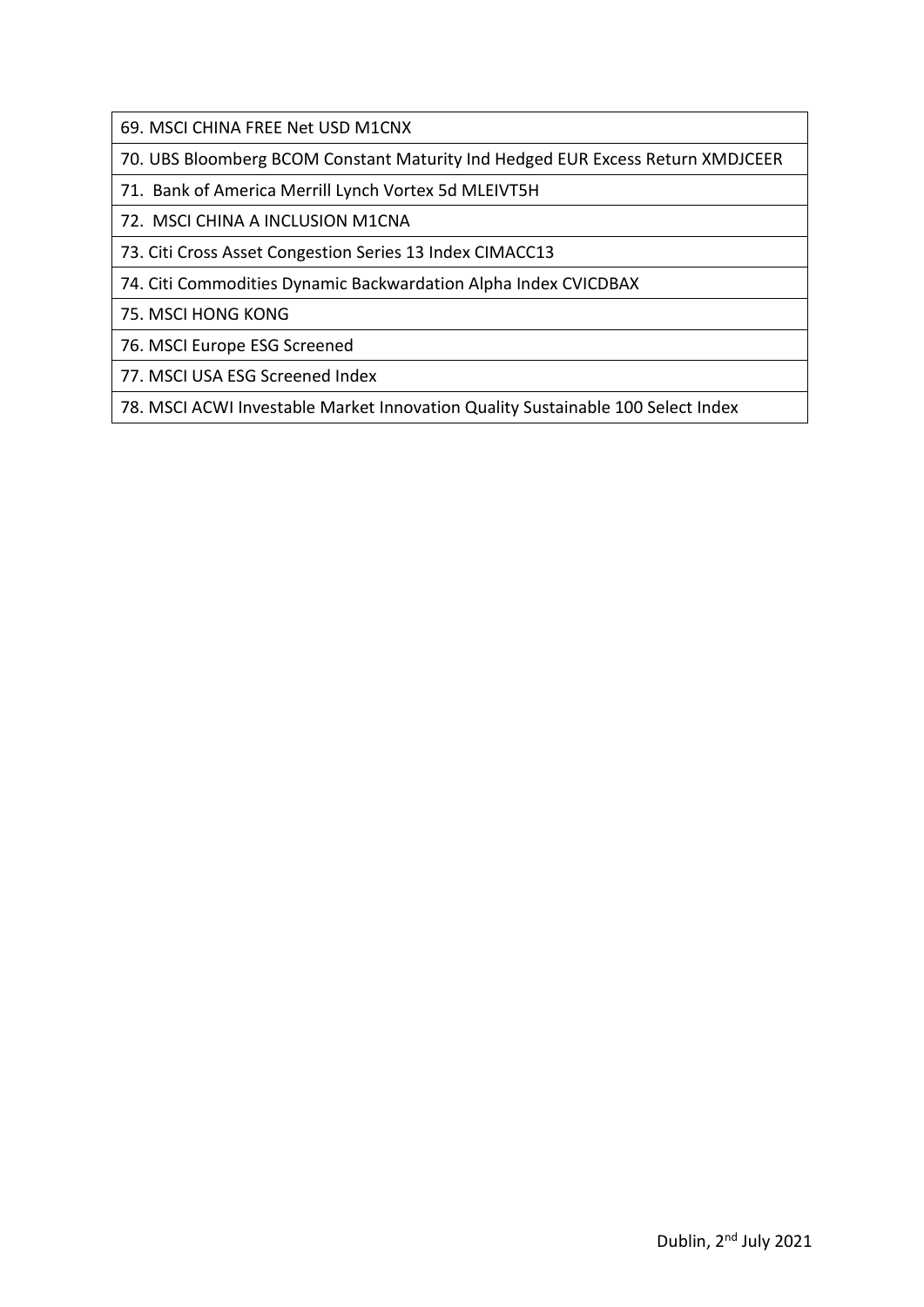| |
|---|
| 69. MSCI CHINA FREE Net USD M1CNX |
| 70. UBS Bloomberg BCOM Constant Maturity Ind Hedged EUR Excess Return XMDJCEER |
| 71. Bank of America Merrill Lynch Vortex 5d MLEIVT5H |
| 72. MSCI CHINA A INCLUSION M1CNA |
| 73. Citi Cross Asset Congestion Series 13 Index CIMACC13 |
| 74. Citi Commodities Dynamic Backwardation Alpha Index CVICDBAX |
| 75. MSCI HONG KONG |
| 76. MSCI Europe ESG Screened |
| 77. MSCI USA ESG Screened Index |
| 78. MSCI ACWI Investable Market Innovation Quality Sustainable 100 Select Index |

Dublin, 2nd July 2021